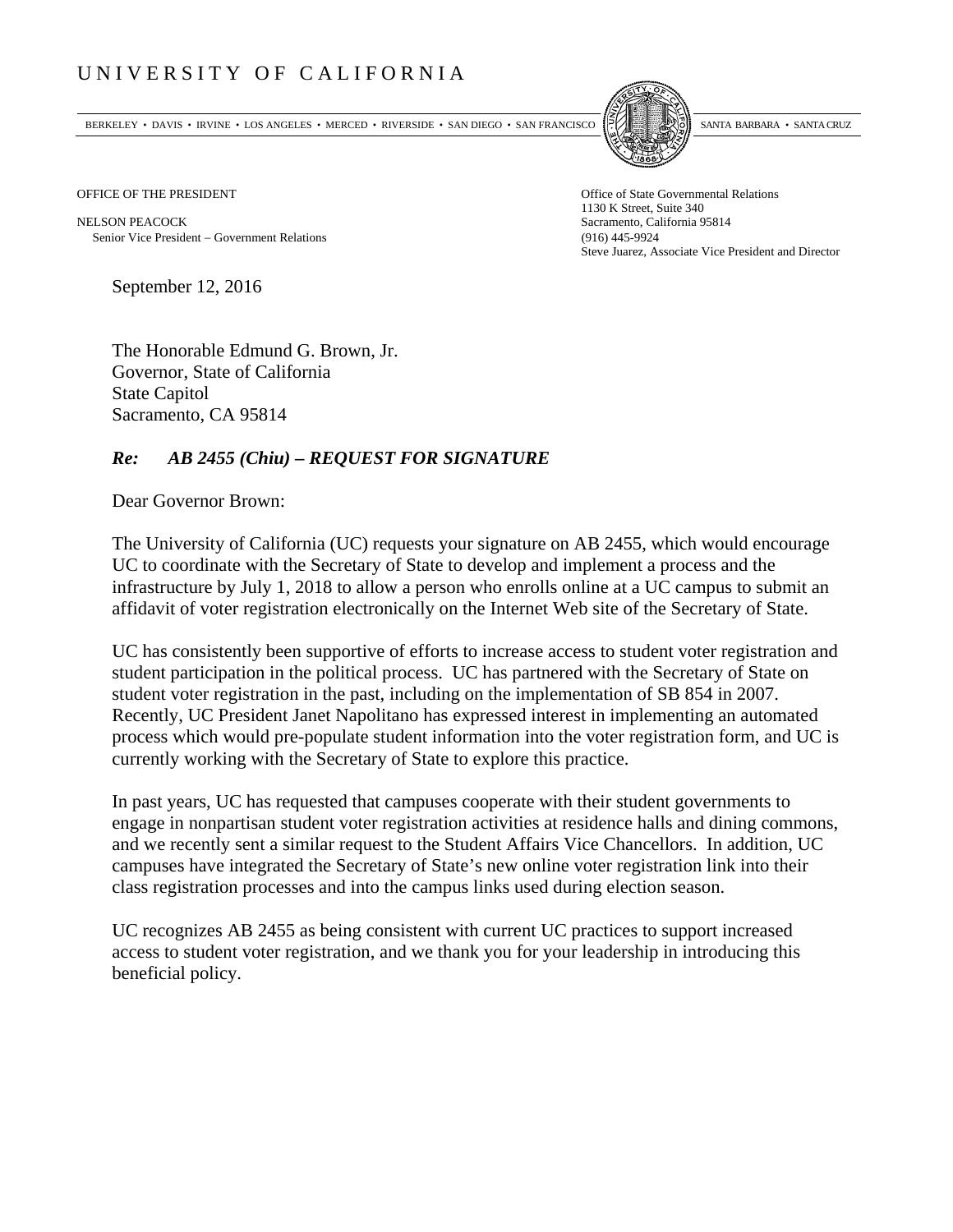# UNIVERSITY OF CALIFORNIA

BERKELEY • DAVIS • IRVINE • LOS ANGELES • MERCED • RIVERSIDE • SAN DIEGO • SAN FRANCISCO     SANTA BARBARA • SANTA CRUZ

OFFICE OF THE PRESIDENT

NELSON PEACOCK
Senior Vice President – Government Relations

Office of State Governmental Relations
1130 K Street, Suite 340
Sacramento, California 95814
(916) 445-9924
Steve Juarez, Associate Vice President and Director

September 12, 2016

The Honorable Edmund G. Brown, Jr.
Governor, State of California
State Capitol
Sacramento, CA 95814

***Re: AB 2455 (Chiu) – REQUEST FOR SIGNATURE***

Dear Governor Brown:

The University of California (UC) requests your signature on AB 2455, which would encourage UC to coordinate with the Secretary of State to develop and implement a process and the infrastructure by July 1, 2018 to allow a person who enrolls online at a UC campus to submit an affidavit of voter registration electronically on the Internet Web site of the Secretary of State.

UC has consistently been supportive of efforts to increase access to student voter registration and student participation in the political process. UC has partnered with the Secretary of State on student voter registration in the past, including on the implementation of SB 854 in 2007. Recently, UC President Janet Napolitano has expressed interest in implementing an automated process which would pre-populate student information into the voter registration form, and UC is currently working with the Secretary of State to explore this practice.

In past years, UC has requested that campuses cooperate with their student governments to engage in nonpartisan student voter registration activities at residence halls and dining commons, and we recently sent a similar request to the Student Affairs Vice Chancellors. In addition, UC campuses have integrated the Secretary of State's new online voter registration link into their class registration processes and into the campus links used during election season.

UC recognizes AB 2455 as being consistent with current UC practices to support increased access to student voter registration, and we thank you for your leadership in introducing this beneficial policy.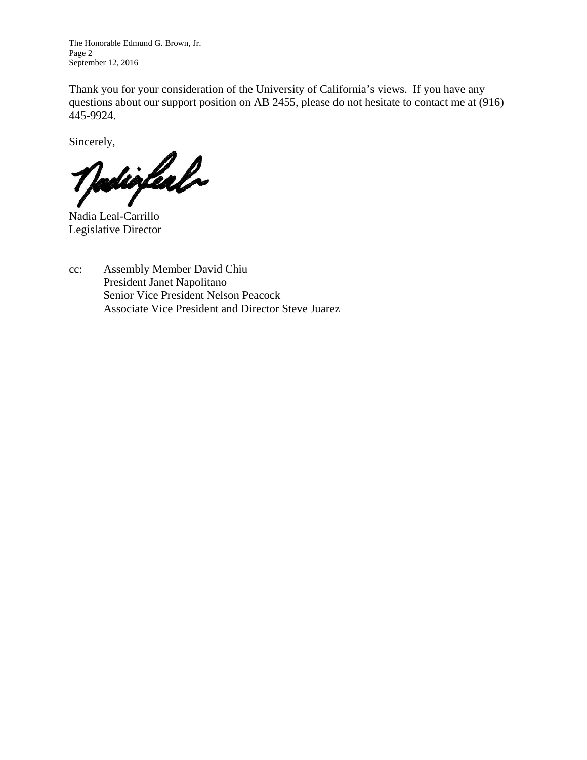Thank you for your consideration of the University of California's views. If you have any questions about our support position on AB 2455, please do not hesitate to contact me at (916) 445-9924.

Sincerely,

Nadia Leal-Carrillo
Legislative Director

cc: Assembly Member David Chiu
President Janet Napolitano
Senior Vice President Nelson Peacock
Associate Vice President and Director Steve Juarez